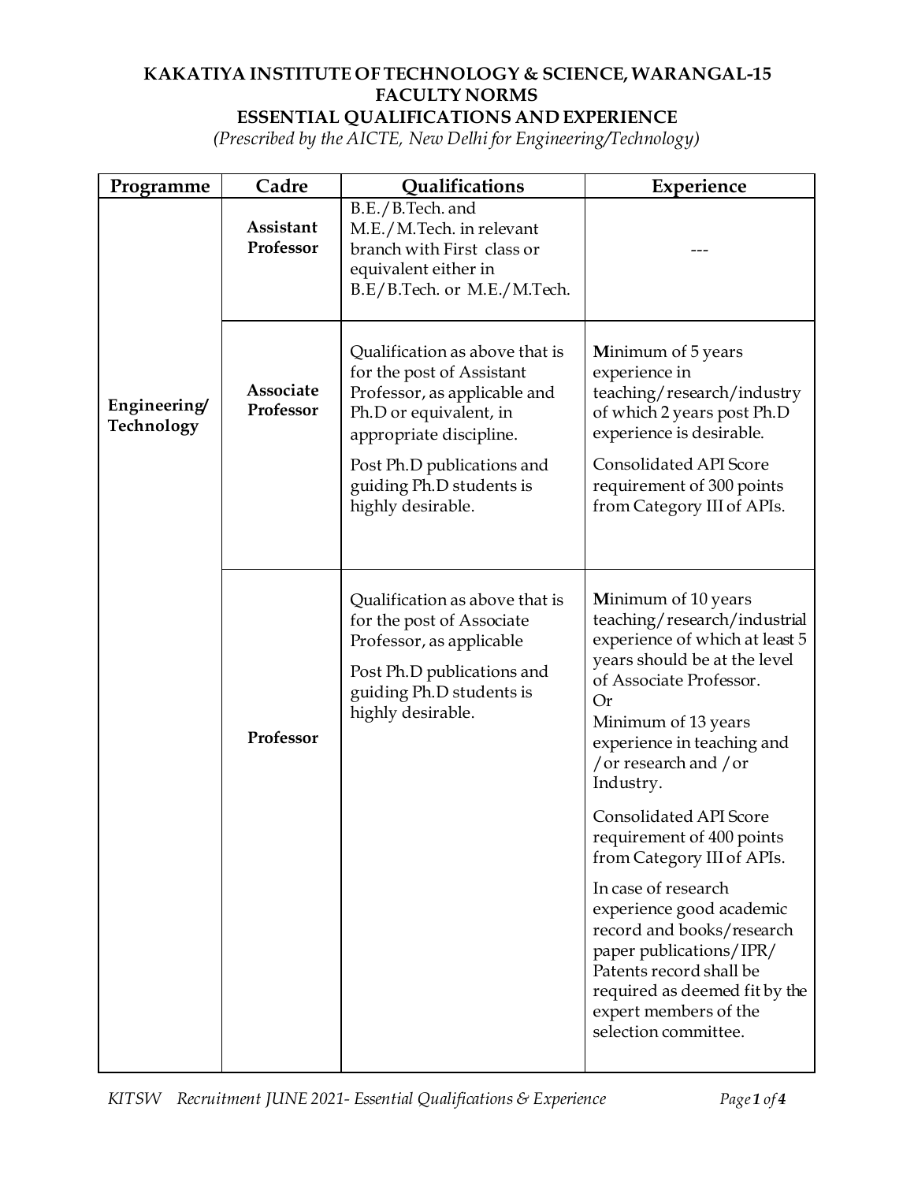# KAKATIYA INSTITUTE OF TECHNOLOGY & SCIENCE, WARANGAL-15

## FACULTY NORMS

## ESSENTIAL QUALIFICATIONS AND EXPERIENCE

*(Prescribed by the AICTE, New Delhi for Engineering/Technology)*

| Programme | Cadre | Qualifications | Experience |
|---|---|---|---|
| Engineering/ Technology | **Assistant Professor** | B.E./B.Tech. and M.E./M.Tech. in relevant branch with First class or equivalent either in B.E/B.Tech. or M.E./M.Tech. | --- |
| | **Associate Professor** | Qualification as above that is for the post of Assistant Professor, as applicable and Ph.D or equivalent, in appropriate discipline.<br><br>Post Ph.D publications and guiding Ph.D students is highly desirable. | Minimum of 5 years experience in teaching/research/industry of which 2 years post Ph.D experience is desirable.<br><br>Consolidated API Score requirement of 300 points from Category III of APIs. |
| | **Professor** | Qualification as above that is for the post of Associate Professor, as applicable<br><br>Post Ph.D publications and guiding Ph.D students is highly desirable. | Minimum of 10 years teaching/research/industrial experience of which at least 5 years should be at the level of Associate Professor.<br>Or<br>Minimum of 13 years experience in teaching and /or research and /or Industry.<br><br>Consolidated API Score requirement of 400 points from Category III of APIs.<br><br>In case of research experience good academic record and books/research paper publications/IPR/ Patents record shall be required as deemed fit by the expert members of the selection committee. |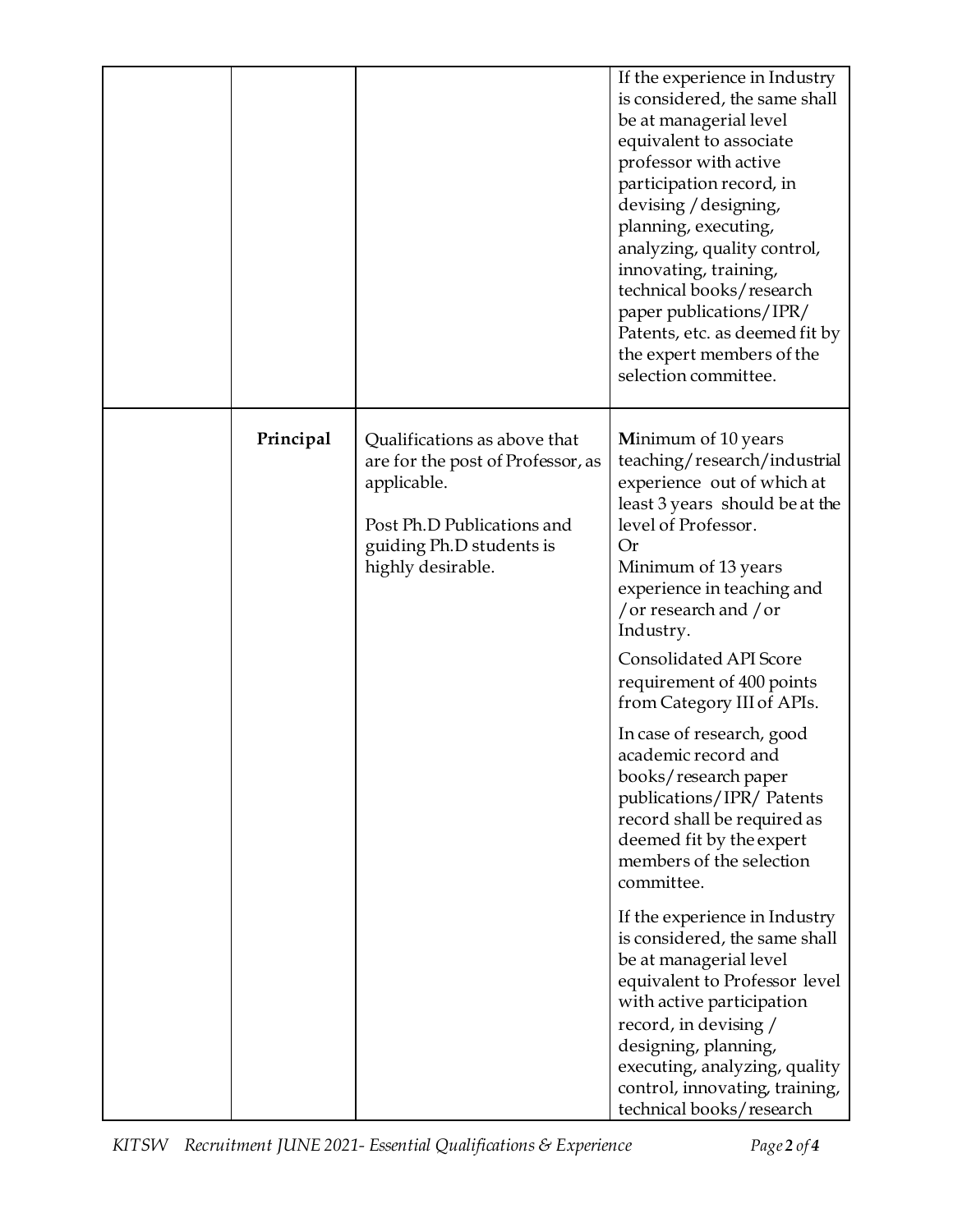|  |  |  |  |
|---|---|---|---|
|  |  |  | If the experience in Industry is considered, the same shall be at managerial level equivalent to associate professor with active participation record, in devising / designing, planning, executing, analyzing, quality control, innovating, training, technical books/research paper publications/IPR/ Patents, etc. as deemed fit by the expert members of the selection committee. |
|  | **Principal** | Qualifications as above that are for the post of Professor, as applicable.<br><br>Post Ph.D Publications and guiding Ph.D students is highly desirable. | **M**inimum of 10 years teaching/research/industrial experience out of which at least 3 years should be at the level of Professor.<br>Or<br>Minimum of 13 years experience in teaching and /or research and /or Industry.<br><br>Consolidated API Score requirement of 400 points from Category III of APIs.<br><br>In case of research, good academic record and books/research paper publications/IPR/ Patents record shall be required as deemed fit by the expert members of the selection committee.<br><br>If the experience in Industry is considered, the same shall be at managerial level equivalent to Professor level with active participation record, in devising / designing, planning, executing, analyzing, quality control, innovating, training, technical books/research |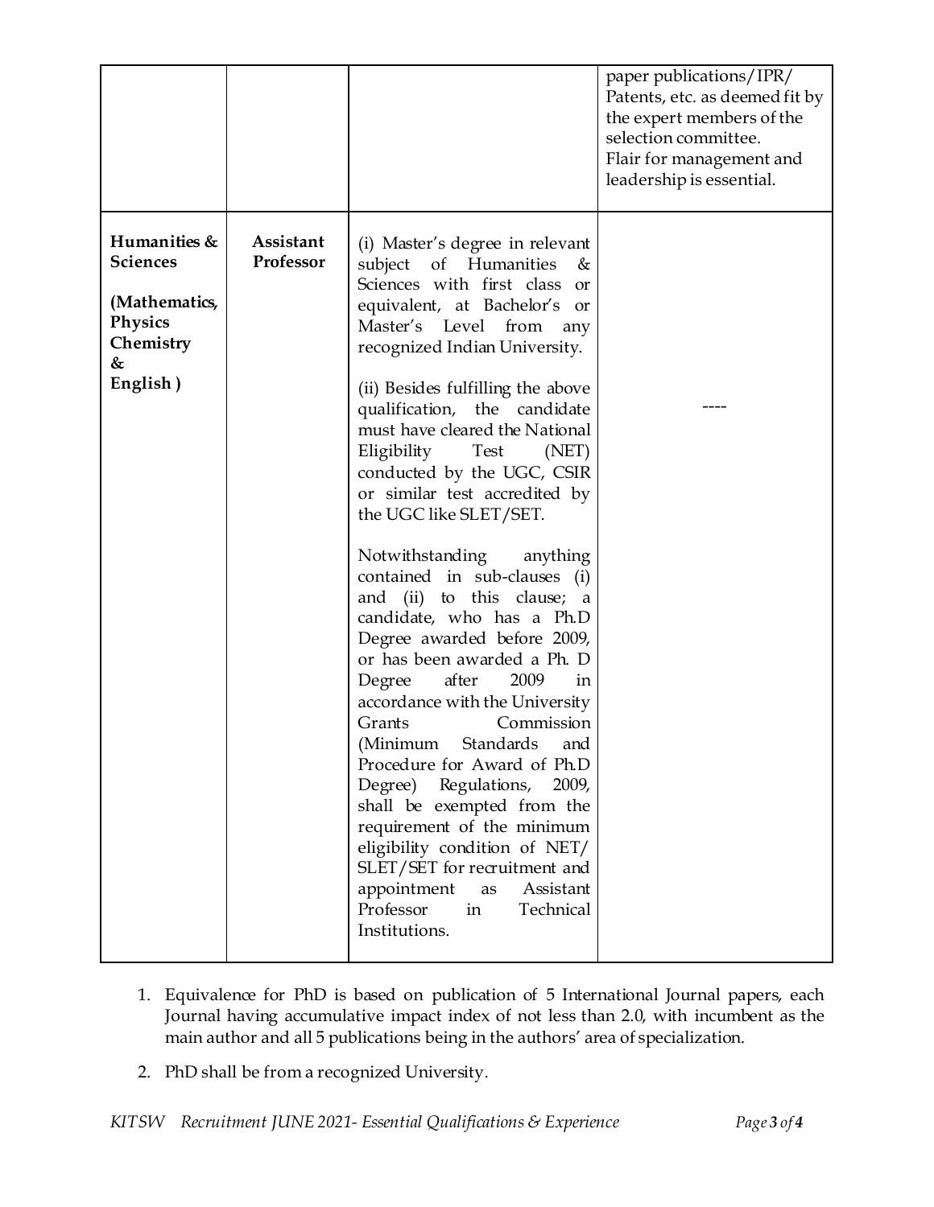|  |  |  | paper publications/IPR/ Patents, etc. as deemed fit by the expert members of the selection committee.<br>Flair for management and leadership is essential. |
|---|---|---|---|
| **Humanities & Sciences**<br><br>**(Mathematics, Physics Chemistry & English )** | **Assistant Professor** | (i) Master's degree in relevant subject of Humanities & Sciences with first class or equivalent, at Bachelor's or Master's Level from any recognized Indian University.<br><br>(ii) Besides fulfilling the above qualification, the candidate must have cleared the National Eligibility Test (NET) conducted by the UGC, CSIR or similar test accredited by the UGC like SLET/SET.<br><br>Notwithstanding anything contained in sub-clauses (i) and (ii) to this clause; a candidate, who has a Ph.D Degree awarded before 2009, or has been awarded a Ph. D Degree after 2009 in accordance with the University Grants Commission (Minimum Standards and Procedure for Award of Ph.D Degree) Regulations, 2009, shall be exempted from the requirement of the minimum eligibility condition of NET/ SLET/SET for recruitment and appointment as Assistant Professor in Technical Institutions. | ---- |

1. Equivalence for PhD is based on publication of 5 International Journal papers, each Journal having accumulative impact index of not less than 2.0, with incumbent as the main author and all 5 publications being in the authors' area of specialization.
2. PhD shall be from a recognized University.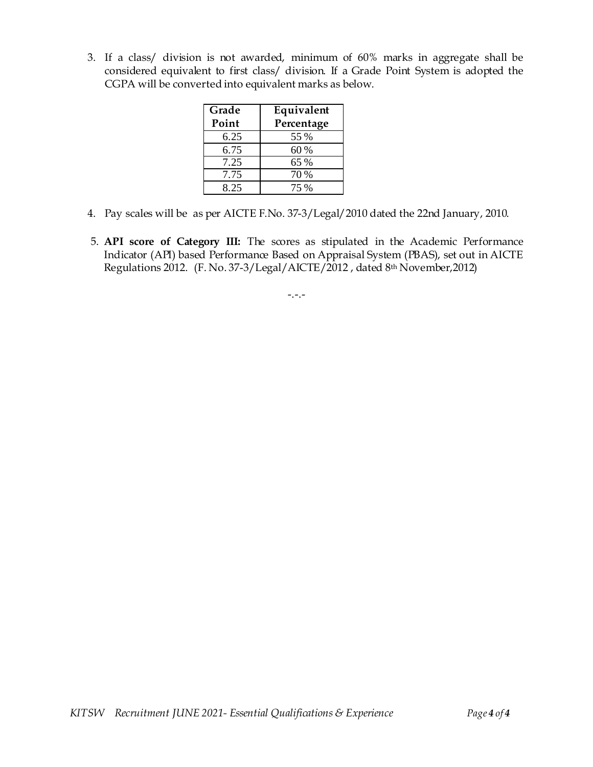3. If a class/ division is not awarded, minimum of 60% marks in aggregate shall be considered equivalent to first class/ division. If a Grade Point System is adopted the CGPA will be converted into equivalent marks as below.

| Grade Point | Equivalent Percentage |
|---|---|
| 6.25 | 55 % |
| 6.75 | 60 % |
| 7.25 | 65 % |
| 7.75 | 70 % |
| 8.25 | 75 % |

4. Pay scales will be as per AICTE F.No. 37-3/Legal/2010 dated the 22nd January, 2010.

5. **API score of Category III:** The scores as stipulated in the Academic Performance Indicator (API) based Performance Based on Appraisal System (PBAS), set out in AICTE Regulations 2012. (F. No. 37-3/Legal/AICTE/2012 , dated 8th November,2012)

-.-.-